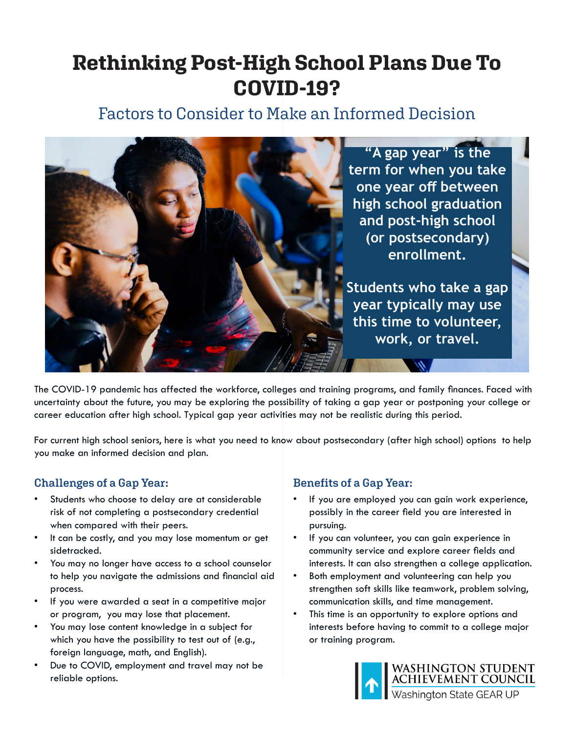# Rethinking Post-High School Plans Due To COVID-19?

## Factors to Consider to Make an Informed Decision

"A gap year" is the term for when you take one year off between high school graduation and post-high school (or postsecondary) enrollment.

Students who take a gap year typically may use this time to volunteer, work, or travel.

The COVID-19 pandemic has affected the workforce, colleges and training programs, and family finances. Faced with uncertainty about the future, you may be exploring the possibility of taking a gap year or postponing your college or career education after high school. Typical gap year activities may not be realistic during this period.

For current high school seniors, here is what you need to know about postsecondary (after high school) options to help you make an informed decision and plan.

### Challenges of a Gap Year:

- Students who choose to delay are at considerable risk of not completing a postsecondary credential when compared with their peers.
- It can be costly, and you may lose momentum or get sidetracked.
- You may no longer have access to a school counselor to help you navigate the admissions and financial aid process.
- If you were awarded a seat in a competitive major or program, you may lose that placement.
- You may lose content knowledge in a subject for which you have the possibility to test out of (e.g., foreign language, math, and English).
- Due to COVID, employment and travel may not be reliable options.

### Benefits of a Gap Year:

- If you are employed you can gain work experience, possibly in the career field you are interested in pursuing.
- If you can volunteer, you can gain experience in community service and explore career fields and interests. It can also strengthen a college application.
- Both employment and volunteering can help you strengthen soft skills like teamwork, problem solving, communication skills, and time management.
- This time is an opportunity to explore options and interests before having to commit to a college major or training program.

WASHINGTON STUDENT ACHIEVEMENT COUNCIL
Washington State GEAR UP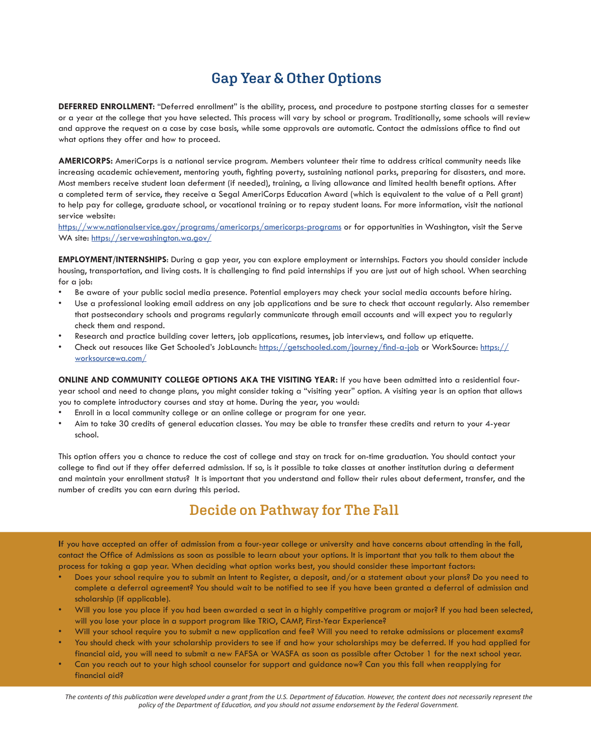# Gap Year & Other Options

**DEFERRED ENROLLMENT:** "Deferred enrollment" is the ability, process, and procedure to postpone starting classes for a semester or a year at the college that you have selected. This process will vary by school or program. Traditionally, some schools will review and approve the request on a case by case basis, while some approvals are automatic. Contact the admissions office to find out what options they offer and how to proceed.

**AMERICORPS:** AmeriCorps is a national service program. Members volunteer their time to address critical community needs like increasing academic achievement, mentoring youth, fighting poverty, sustaining national parks, preparing for disasters, and more. Most members receive student loan deferment (if needed), training, a living allowance and limited health benefit options. After a completed term of service, they receive a Segal AmeriCorps Education Award (which is equivalent to the value of a Pell grant) to help pay for college, graduate school, or vocational training or to repay student loans. For more information, visit the national service website:
https://www.nationalservice.gov/programs/americorps/americorps-programs or for opportunities in Washington, visit the Serve WA site: https://servewashington.wa.gov/

**EMPLOYMENT/INTERNSHIPS**: During a gap year, you can explore employment or internships. Factors you should consider include housing, transportation, and living costs. It is challenging to find paid internships if you are just out of high school. When searching for a job:

- Be aware of your public social media presence. Potential employers may check your social media accounts before hiring.
- Use a professional looking email address on any job applications and be sure to check that account regularly. Also remember that postsecondary schools and programs regularly communicate through email accounts and will expect you to regularly check them and respond.
- Research and practice building cover letters, job applications, resumes, job interviews, and follow up etiquette.
- Check out resouces like Get Schooled's JobLaunch: https://getschooled.com/journey/find-a-job or WorkSource: https://worksourcewa.com/

**ONLINE AND COMMUNITY COLLEGE OPTIONS AKA THE VISITING YEAR:** If you have been admitted into a residential four-year school and need to change plans, you might consider taking a "visiting year" option. A visiting year is an option that allows you to complete introductory courses and stay at home. During the year, you would:

- Enroll in a local community college or an online college or program for one year.
- Aim to take 30 credits of general education classes. You may be able to transfer these credits and return to your 4-year school.

This option offers you a chance to reduce the cost of college and stay on track for on-time graduation. You should contact your college to find out if they offer deferred admission. If so, is it possible to take classes at another institution during a deferment and maintain your enrollment status? It is important that you understand and follow their rules about deferment, transfer, and the number of credits you can earn during this period.

## Decide on Pathway for The Fall

If you have accepted an offer of admission from a four-year college or university and have concerns about attending in the fall, contact the Office of Admissions as soon as possible to learn about your options. It is important that you talk to them about the process for taking a gap year. When deciding what option works best, you should consider these important factors:

- Does your school require you to submit an Intent to Register, a deposit, and/or a statement about your plans? Do you need to complete a deferral agreement? You should wait to be notified to see if you have been granted a deferral of admission and scholarship (if applicable).
- Will you lose your place if you had been awarded a seat in a highly competitive program or major? If you had been selected, will you lose your place in a support program like TRiO, CAMP, First-Year Experience?
- Will your school require you to submit a new application and fee? Will you need to retake admissions or placement exams?
- You should check with your scholarship providers to see if and how your scholarships may be deferred. If you had applied for financial aid, you will need to submit a new FAFSA or WASFA as soon as possible after October 1 for the next school year.
- Can you reach out to your high school counselor for support and guidance now? Can you this fall when reapplying for financial aid?

*The contents of this publication were developed under a grant from the U.S. Department of Education. However, the content does not necessarily represent the policy of the Department of Education, and you should not assume endorsement by the Federal Government.*